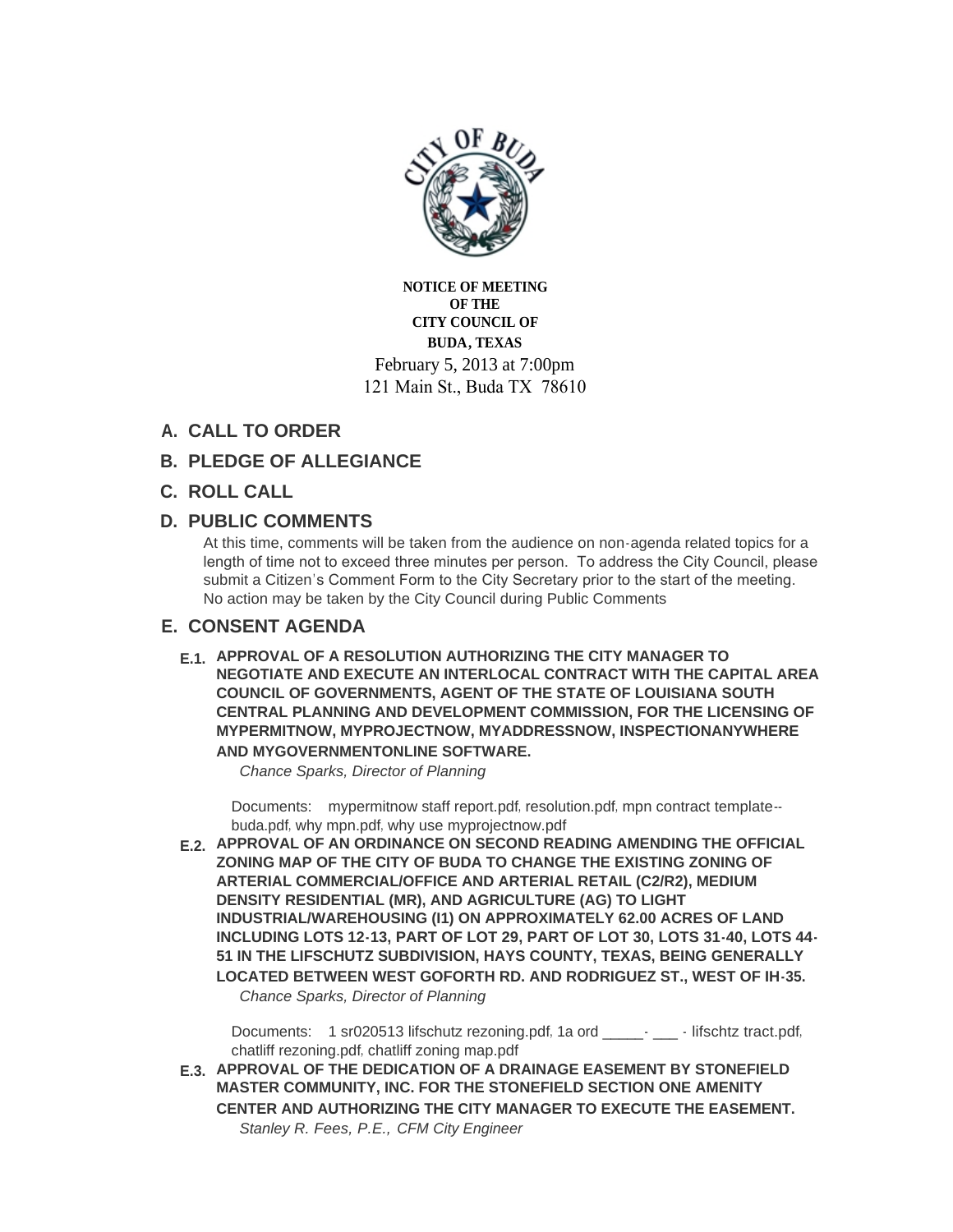**NOTICE OF MEETING**
**OF THE**
**CITY COUNCIL OF**
**BUDA, TEXAS**

February 5, 2013 at 7:00pm
121 Main St., Buda TX 78610

## A. CALL TO ORDER

## B. PLEDGE OF ALLEGIANCE

## C. ROLL CALL

## D. PUBLIC COMMENTS

At this time, comments will be taken from the audience on non-agenda related topics for a length of time not to exceed three minutes per person. To address the City Council, please submit a Citizen's Comment Form to the City Secretary prior to the start of the meeting. No action may be taken by the City Council during Public Comments

## E. CONSENT AGENDA

**E.1. APPROVAL OF A RESOLUTION AUTHORIZING THE CITY MANAGER TO NEGOTIATE AND EXECUTE AN INTERLOCAL CONTRACT WITH THE CAPITAL AREA COUNCIL OF GOVERNMENTS, AGENT OF THE STATE OF LOUISIANA SOUTH CENTRAL PLANNING AND DEVELOPMENT COMMISSION, FOR THE LICENSING OF MYPERMITNOW, MYPROJECTNOW, MYADDRESSNOW, INSPECTIONANYWHERE AND MYGOVERNMENTONLINE SOFTWARE.**

*Chance Sparks, Director of Planning*

Documents: mypermitnow staff report.pdf, resolution.pdf, mpn contract template--buda.pdf, why mpn.pdf, why use myprojectnow.pdf

**E.2. APPROVAL OF AN ORDINANCE ON SECOND READING AMENDING THE OFFICIAL ZONING MAP OF THE CITY OF BUDA TO CHANGE THE EXISTING ZONING OF ARTERIAL COMMERCIAL/OFFICE AND ARTERIAL RETAIL (C2/R2), MEDIUM DENSITY RESIDENTIAL (MR), AND AGRICULTURE (AG) TO LIGHT INDUSTRIAL/WAREHOUSING (I1) ON APPROXIMATELY 62.00 ACRES OF LAND INCLUDING LOTS 12-13, PART OF LOT 29, PART OF LOT 30, LOTS 31-40, LOTS 44-51 IN THE LIFSCHUTZ SUBDIVISION, HAYS COUNTY, TEXAS, BEING GENERALLY LOCATED BETWEEN WEST GOFORTH RD. AND RODRIGUEZ ST., WEST OF IH-35.**

*Chance Sparks, Director of Planning*

Documents: 1 sr020513 lifschutz rezoning.pdf, 1a ord _____- ___ - lifschtz tract.pdf, chatliff rezoning.pdf, chatliff zoning map.pdf

**E.3. APPROVAL OF THE DEDICATION OF A DRAINAGE EASEMENT BY STONEFIELD MASTER COMMUNITY, INC. FOR THE STONEFIELD SECTION ONE AMENITY CENTER AND AUTHORIZING THE CITY MANAGER TO EXECUTE THE EASEMENT.**

*Stanley R. Fees, P.E., CFM City Engineer*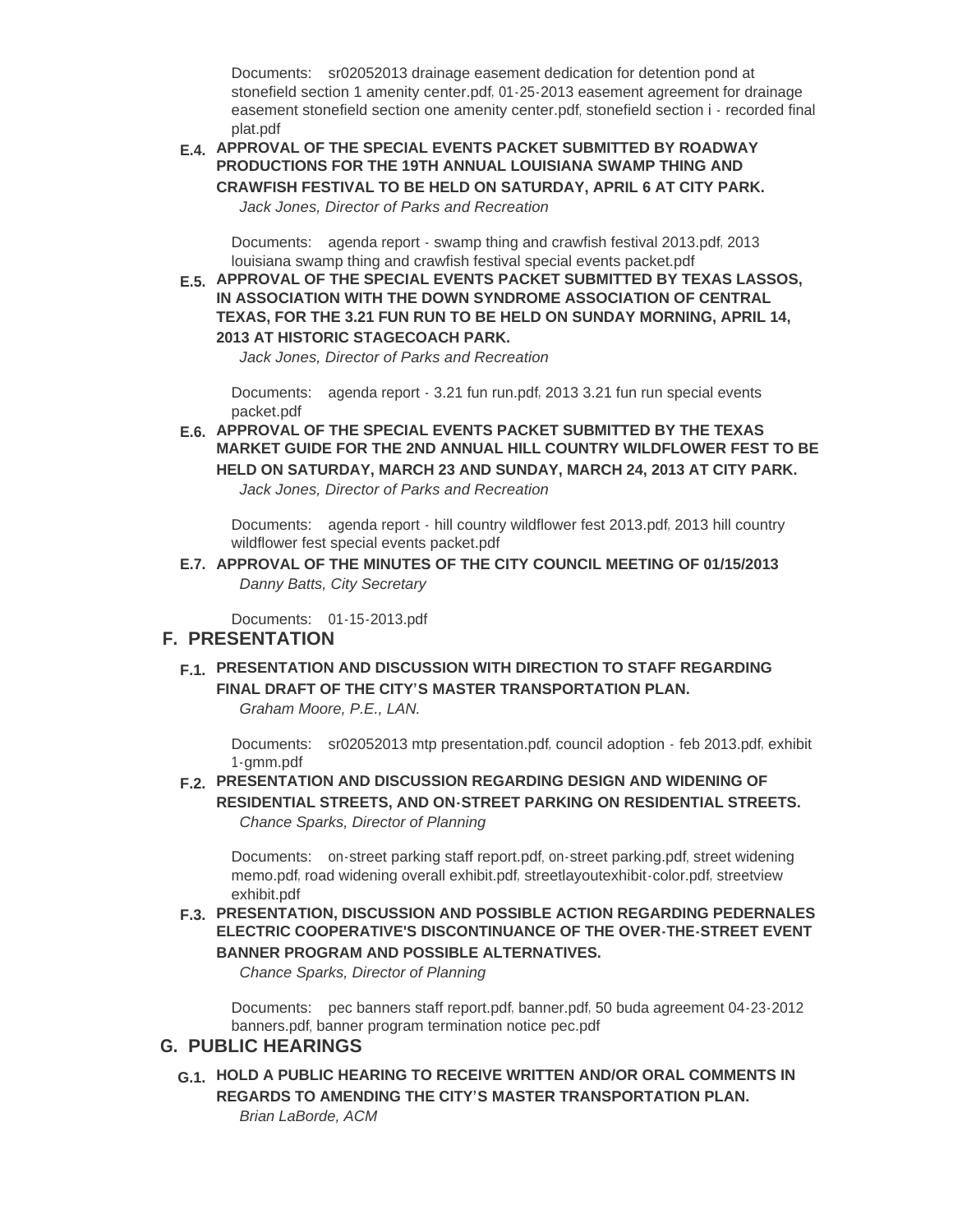Documents: sr02052013 drainage easement dedication for detention pond at stonefield section 1 amenity center.pdf, 01-25-2013 easement agreement for drainage easement stonefield section one amenity center.pdf, stonefield section i - recorded final plat.pdf

**E.4. APPROVAL OF THE SPECIAL EVENTS PACKET SUBMITTED BY ROADWAY PRODUCTIONS FOR THE 19TH ANNUAL LOUISIANA SWAMP THING AND CRAWFISH FESTIVAL TO BE HELD ON SATURDAY, APRIL 6 AT CITY PARK.**

*Jack Jones, Director of Parks and Recreation*

Documents: agenda report - swamp thing and crawfish festival 2013.pdf, 2013 louisiana swamp thing and crawfish festival special events packet.pdf

**E.5. APPROVAL OF THE SPECIAL EVENTS PACKET SUBMITTED BY TEXAS LASSOS, IN ASSOCIATION WITH THE DOWN SYNDROME ASSOCIATION OF CENTRAL TEXAS, FOR THE 3.21 FUN RUN TO BE HELD ON SUNDAY MORNING, APRIL 14, 2013 AT HISTORIC STAGECOACH PARK.**

*Jack Jones, Director of Parks and Recreation*

Documents: agenda report - 3.21 fun run.pdf, 2013 3.21 fun run special events packet.pdf

**E.6. APPROVAL OF THE SPECIAL EVENTS PACKET SUBMITTED BY THE TEXAS MARKET GUIDE FOR THE 2ND ANNUAL HILL COUNTRY WILDFLOWER FEST TO BE HELD ON SATURDAY, MARCH 23 AND SUNDAY, MARCH 24, 2013 AT CITY PARK.**

*Jack Jones, Director of Parks and Recreation*

Documents: agenda report - hill country wildflower fest 2013.pdf, 2013 hill country wildflower fest special events packet.pdf

**E.7. APPROVAL OF THE MINUTES OF THE CITY COUNCIL MEETING OF 01/15/2013**

*Danny Batts, City Secretary*

Documents: 01-15-2013.pdf

## F. PRESENTATION

**F.1. PRESENTATION AND DISCUSSION WITH DIRECTION TO STAFF REGARDING FINAL DRAFT OF THE CITY'S MASTER TRANSPORTATION PLAN.**

*Graham Moore, P.E., LAN.*

Documents: sr02052013 mtp presentation.pdf, council adoption - feb 2013.pdf, exhibit 1-gmm.pdf

**F.2. PRESENTATION AND DISCUSSION REGARDING DESIGN AND WIDENING OF RESIDENTIAL STREETS, AND ON-STREET PARKING ON RESIDENTIAL STREETS.**

*Chance Sparks, Director of Planning*

Documents: on-street parking staff report.pdf, on-street parking.pdf, street widening memo.pdf, road widening overall exhibit.pdf, streetlayoutexhibit-color.pdf, streetview exhibit.pdf

**F.3. PRESENTATION, DISCUSSION AND POSSIBLE ACTION REGARDING PEDERNALES ELECTRIC COOPERATIVE'S DISCONTINUANCE OF THE OVER-THE-STREET EVENT BANNER PROGRAM AND POSSIBLE ALTERNATIVES.**

*Chance Sparks, Director of Planning*

Documents: pec banners staff report.pdf, banner.pdf, 50 buda agreement 04-23-2012 banners.pdf, banner program termination notice pec.pdf

## G. PUBLIC HEARINGS

**G.1. HOLD A PUBLIC HEARING TO RECEIVE WRITTEN AND/OR ORAL COMMENTS IN REGARDS TO AMENDING THE CITY'S MASTER TRANSPORTATION PLAN.**

*Brian LaBorde, ACM*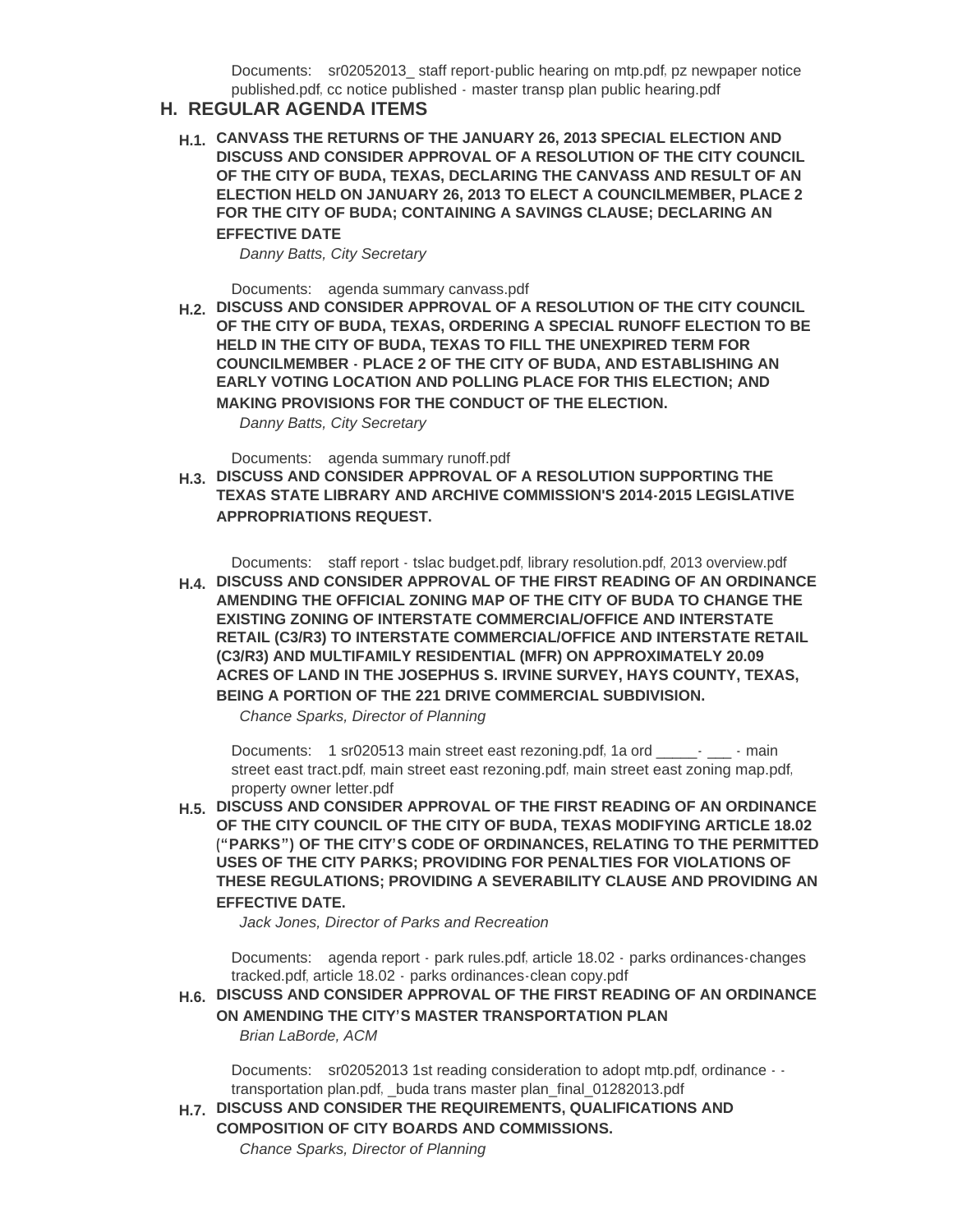Documents: sr02052013_ staff report-public hearing on mtp.pdf, pz newpaper notice published.pdf, cc notice published - master transp plan public hearing.pdf

## H. REGULAR AGENDA ITEMS

**H.1. CANVASS THE RETURNS OF THE JANUARY 26, 2013 SPECIAL ELECTION AND DISCUSS AND CONSIDER APPROVAL OF A RESOLUTION OF THE CITY COUNCIL OF THE CITY OF BUDA, TEXAS, DECLARING THE CANVASS AND RESULT OF AN ELECTION HELD ON JANUARY 26, 2013 TO ELECT A COUNCILMEMBER, PLACE 2 FOR THE CITY OF BUDA; CONTAINING A SAVINGS CLAUSE; DECLARING AN EFFECTIVE DATE**

*Danny Batts, City Secretary*

Documents: agenda summary canvass.pdf

**H.2. DISCUSS AND CONSIDER APPROVAL OF A RESOLUTION OF THE CITY COUNCIL OF THE CITY OF BUDA, TEXAS, ORDERING A SPECIAL RUNOFF ELECTION TO BE HELD IN THE CITY OF BUDA, TEXAS TO FILL THE UNEXPIRED TERM FOR COUNCILMEMBER - PLACE 2 OF THE CITY OF BUDA, AND ESTABLISHING AN EARLY VOTING LOCATION AND POLLING PLACE FOR THIS ELECTION; AND MAKING PROVISIONS FOR THE CONDUCT OF THE ELECTION.**

*Danny Batts, City Secretary*

Documents: agenda summary runoff.pdf

**H.3. DISCUSS AND CONSIDER APPROVAL OF A RESOLUTION SUPPORTING THE TEXAS STATE LIBRARY AND ARCHIVE COMMISSION'S 2014-2015 LEGISLATIVE APPROPRIATIONS REQUEST.**

Documents: staff report - tslac budget.pdf, library resolution.pdf, 2013 overview.pdf

**H.4. DISCUSS AND CONSIDER APPROVAL OF THE FIRST READING OF AN ORDINANCE AMENDING THE OFFICIAL ZONING MAP OF THE CITY OF BUDA TO CHANGE THE EXISTING ZONING OF INTERSTATE COMMERCIAL/OFFICE AND INTERSTATE RETAIL (C3/R3) TO INTERSTATE COMMERCIAL/OFFICE AND INTERSTATE RETAIL (C3/R3) AND MULTIFAMILY RESIDENTIAL (MFR) ON APPROXIMATELY 20.09 ACRES OF LAND IN THE JOSEPHUS S. IRVINE SURVEY, HAYS COUNTY, TEXAS, BEING A PORTION OF THE 221 DRIVE COMMERCIAL SUBDIVISION.**

*Chance Sparks, Director of Planning*

Documents: 1 sr020513 main street east rezoning.pdf, 1a ord _____- ___ - main street east tract.pdf, main street east rezoning.pdf, main street east zoning map.pdf, property owner letter.pdf

**H.5. DISCUSS AND CONSIDER APPROVAL OF THE FIRST READING OF AN ORDINANCE OF THE CITY COUNCIL OF THE CITY OF BUDA, TEXAS MODIFYING ARTICLE 18.02 ("PARKS") OF THE CITY'S CODE OF ORDINANCES, RELATING TO THE PERMITTED USES OF THE CITY PARKS; PROVIDING FOR PENALTIES FOR VIOLATIONS OF THESE REGULATIONS; PROVIDING A SEVERABILITY CLAUSE AND PROVIDING AN EFFECTIVE DATE.**

*Jack Jones, Director of Parks and Recreation*

Documents: agenda report - park rules.pdf, article 18.02 - parks ordinances-changes tracked.pdf, article 18.02 - parks ordinances-clean copy.pdf

**H.6. DISCUSS AND CONSIDER APPROVAL OF THE FIRST READING OF AN ORDINANCE ON AMENDING THE CITY'S MASTER TRANSPORTATION PLAN**

*Brian LaBorde, ACM*

Documents: sr02052013 1st reading consideration to adopt mtp.pdf, ordinance - - transportation plan.pdf, _buda trans master plan_final_01282013.pdf

**H.7. DISCUSS AND CONSIDER THE REQUIREMENTS, QUALIFICATIONS AND COMPOSITION OF CITY BOARDS AND COMMISSIONS.**

*Chance Sparks, Director of Planning*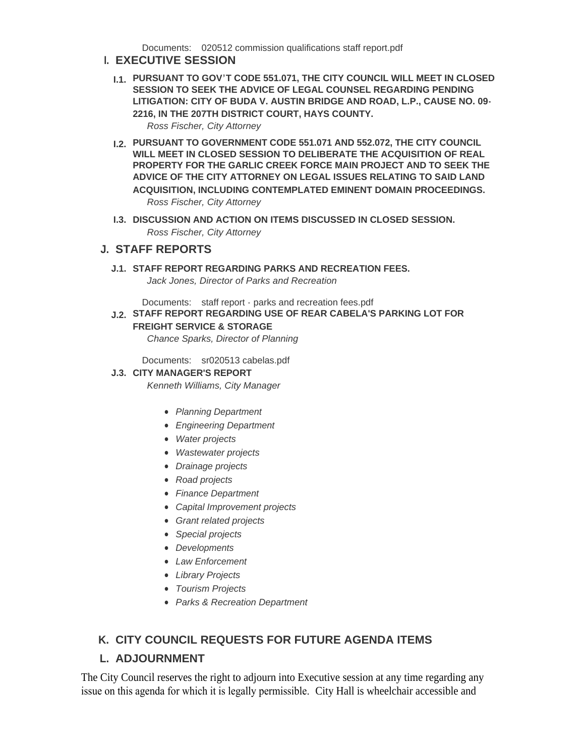Documents: 020512 commission qualifications staff report.pdf

## I. EXECUTIVE SESSION

**I.1. PURSUANT TO GOV'T CODE 551.071, THE CITY COUNCIL WILL MEET IN CLOSED SESSION TO SEEK THE ADVICE OF LEGAL COUNSEL REGARDING PENDING LITIGATION: CITY OF BUDA V. AUSTIN BRIDGE AND ROAD, L.P., CAUSE NO. 09-2216, IN THE 207TH DISTRICT COURT, HAYS COUNTY.**

*Ross Fischer, City Attorney*

**I.2. PURSUANT TO GOVERNMENT CODE 551.071 AND 552.072, THE CITY COUNCIL WILL MEET IN CLOSED SESSION TO DELIBERATE THE ACQUISITION OF REAL PROPERTY FOR THE GARLIC CREEK FORCE MAIN PROJECT AND TO SEEK THE ADVICE OF THE CITY ATTORNEY ON LEGAL ISSUES RELATING TO SAID LAND ACQUISITION, INCLUDING CONTEMPLATED EMINENT DOMAIN PROCEEDINGS.**

*Ross Fischer, City Attorney*

**I.3. DISCUSSION AND ACTION ON ITEMS DISCUSSED IN CLOSED SESSION.**

*Ross Fischer, City Attorney*

## J. STAFF REPORTS

**J.1. STAFF REPORT REGARDING PARKS AND RECREATION FEES.**

*Jack Jones, Director of Parks and Recreation*

Documents: staff report - parks and recreation fees.pdf

**J.2. STAFF REPORT REGARDING USE OF REAR CABELA'S PARKING LOT FOR FREIGHT SERVICE & STORAGE**

*Chance Sparks, Director of Planning*

Documents: sr020513 cabelas.pdf

**J.3. CITY MANAGER'S REPORT**

*Kenneth Williams, City Manager*

- *Planning Department*
- *Engineering Department*
- *Water projects*
- *Wastewater projects*
- *Drainage projects*
- *Road projects*
- *Finance Department*
- *Capital Improvement projects*
- *Grant related projects*
- *Special projects*
- *Developments*
- *Law Enforcement*
- *Library Projects*
- *Tourism Projects*
- *Parks & Recreation Department*

## K. CITY COUNCIL REQUESTS FOR FUTURE AGENDA ITEMS

## L. ADJOURNMENT

The City Council reserves the right to adjourn into Executive session at any time regarding any issue on this agenda for which it is legally permissible. City Hall is wheelchair accessible and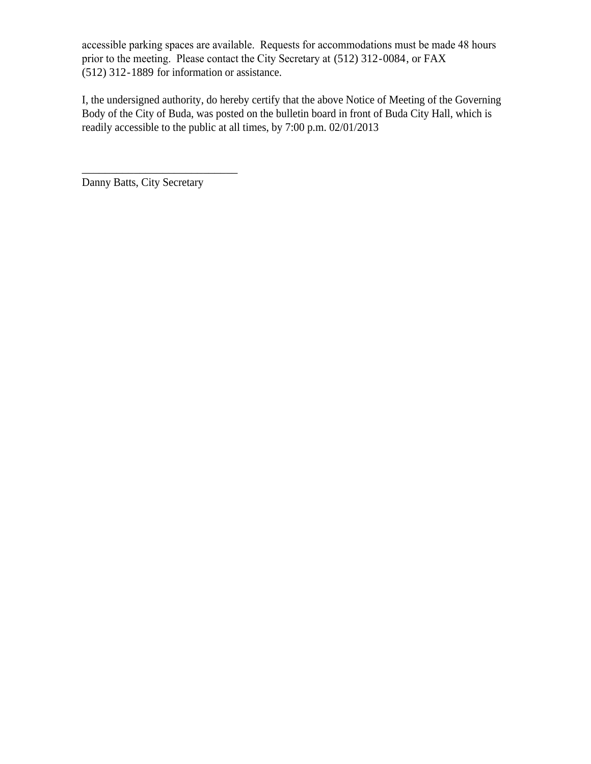accessible parking spaces are available. Requests for accommodations must be made 48 hours prior to the meeting. Please contact the City Secretary at (512) 312-0084, or FAX (512) 312-1889 for information or assistance.

I, the undersigned authority, do hereby certify that the above Notice of Meeting of the Governing Body of the City of Buda, was posted on the bulletin board in front of Buda City Hall, which is readily accessible to the public at all times, by 7:00 p.m. 02/01/2013

\_\_\_\_\_\_\_\_\_\_\_\_\_\_\_\_\_\_\_\_\_\_\_\_\_\_\_\_\_\_

Danny Batts, City Secretary